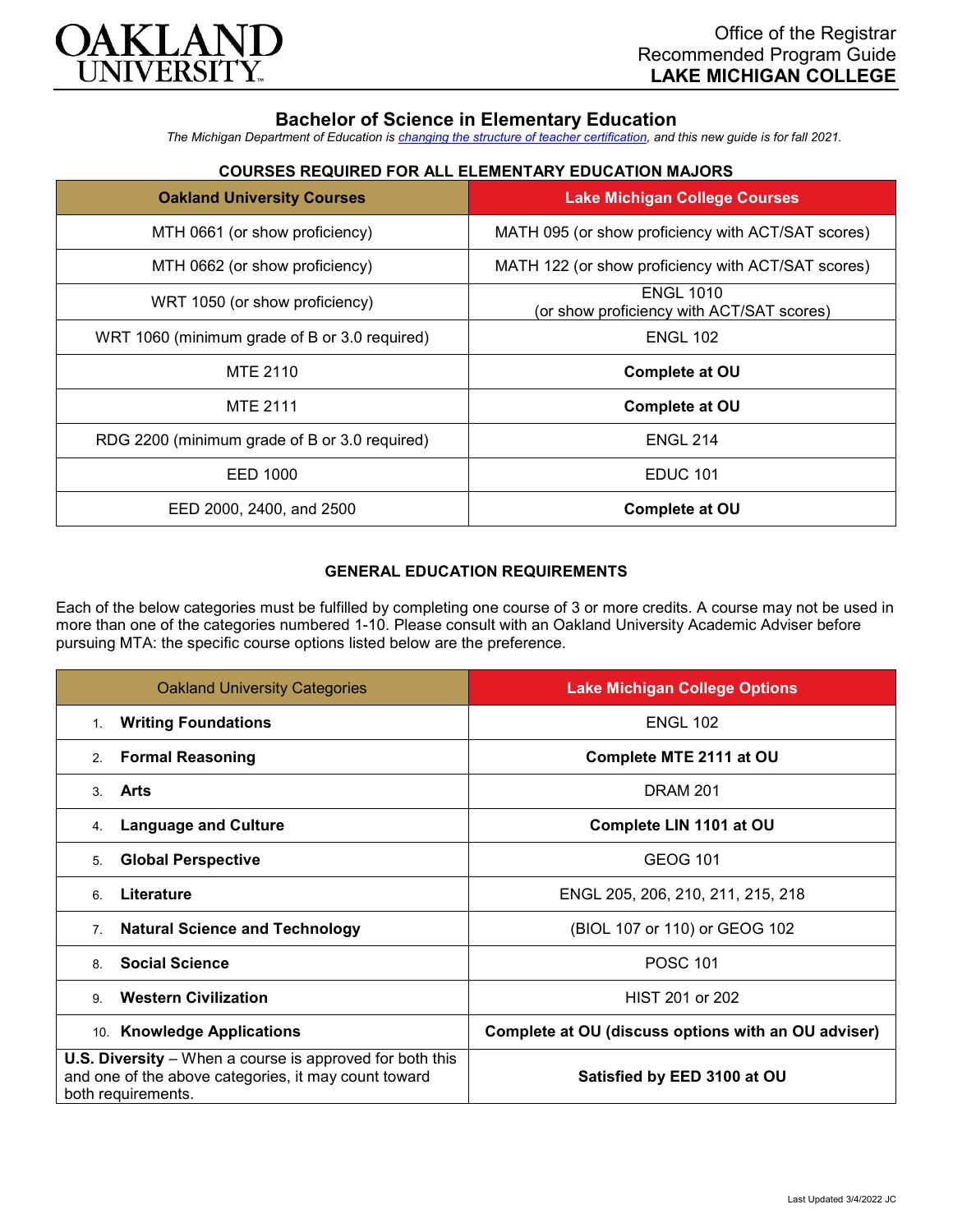OAKLAND UNIVERSITY

Office of the Registrar
Recommended Program Guide
**LAKE MICHIGAN COLLEGE**

## Bachelor of Science in Elementary Education

*The Michigan Department of Education is changing the structure of teacher certification, and this new guide is for fall 2021.*

### COURSES REQUIRED FOR ALL ELEMENTARY EDUCATION MAJORS

| Oakland University Courses | Lake Michigan College Courses |
|---|---|
| MTH 0661 (or show proficiency) | MATH 095 (or show proficiency with ACT/SAT scores) |
| MTH 0662 (or show proficiency) | MATH 122 (or show proficiency with ACT/SAT scores) |
| WRT 1050 (or show proficiency) | ENGL 1010 (or show proficiency with ACT/SAT scores) |
| WRT 1060 (minimum grade of B or 3.0 required) | ENGL 102 |
| MTE 2110 | **Complete at OU** |
| MTE 2111 | **Complete at OU** |
| RDG 2200 (minimum grade of B or 3.0 required) | ENGL 214 |
| EED 1000 | EDUC 101 |
| EED 2000, 2400, and 2500 | **Complete at OU** |

### GENERAL EDUCATION REQUIREMENTS

Each of the below categories must be fulfilled by completing one course of 3 or more credits. A course may not be used in more than one of the categories numbered 1-10. Please consult with an Oakland University Academic Adviser before pursuing MTA: the specific course options listed below are the preference.

| Oakland University Categories | Lake Michigan College Options |
|---|---|
| 1. **Writing Foundations** | ENGL 102 |
| 2. **Formal Reasoning** | **Complete MTE 2111 at OU** |
| 3. **Arts** | DRAM 201 |
| 4. **Language and Culture** | **Complete LIN 1101 at OU** |
| 5. **Global Perspective** | GEOG 101 |
| 6. **Literature** | ENGL 205, 206, 210, 211, 215, 218 |
| 7. **Natural Science and Technology** | (BIOL 107 or 110) or GEOG 102 |
| 8. **Social Science** | POSC 101 |
| 9. **Western Civilization** | HIST 201 or 202 |
| 10. **Knowledge Applications** | **Complete at OU (discuss options with an OU adviser)** |
| **U.S. Diversity** – When a course is approved for both this and one of the above categories, it may count toward both requirements. | **Satisfied by EED 3100 at OU** |

Last Updated 3/4/2022 JC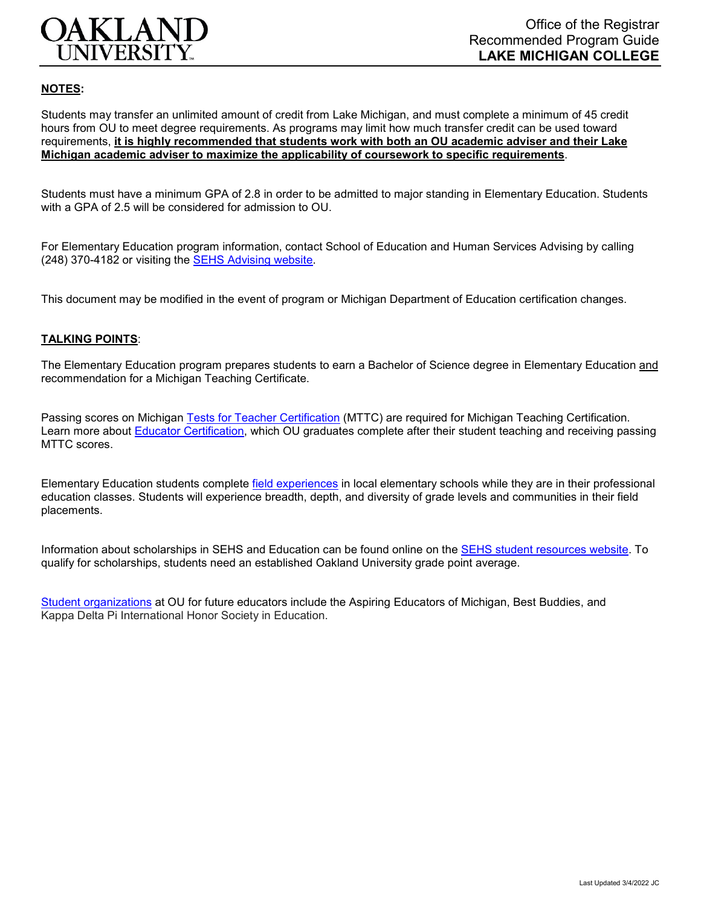**NOTES:**

Students may transfer an unlimited amount of credit from Lake Michigan, and must complete a minimum of 45 credit hours from OU to meet degree requirements. As programs may limit how much transfer credit can be used toward requirements, **it is highly recommended that students work with both an OU academic adviser and their Lake Michigan academic adviser to maximize the applicability of coursework to specific requirements**.

Students must have a minimum GPA of 2.8 in order to be admitted to major standing in Elementary Education. Students with a GPA of 2.5 will be considered for admission to OU.

For Elementary Education program information, contact School of Education and Human Services Advising by calling (248) 370-4182 or visiting the SEHS Advising website.

This document may be modified in the event of program or Michigan Department of Education certification changes.

**TALKING POINTS**:

The Elementary Education program prepares students to earn a Bachelor of Science degree in Elementary Education and recommendation for a Michigan Teaching Certificate.

Passing scores on Michigan Tests for Teacher Certification (MTTC) are required for Michigan Teaching Certification. Learn more about Educator Certification, which OU graduates complete after their student teaching and receiving passing MTTC scores.

Elementary Education students complete field experiences in local elementary schools while they are in their professional education classes. Students will experience breadth, depth, and diversity of grade levels and communities in their field placements.

Information about scholarships in SEHS and Education can be found online on the SEHS student resources website. To qualify for scholarships, students need an established Oakland University grade point average.

Student organizations at OU for future educators include the Aspiring Educators of Michigan, Best Buddies, and Kappa Delta Pi International Honor Society in Education.

Last Updated 3/4/2022 JC